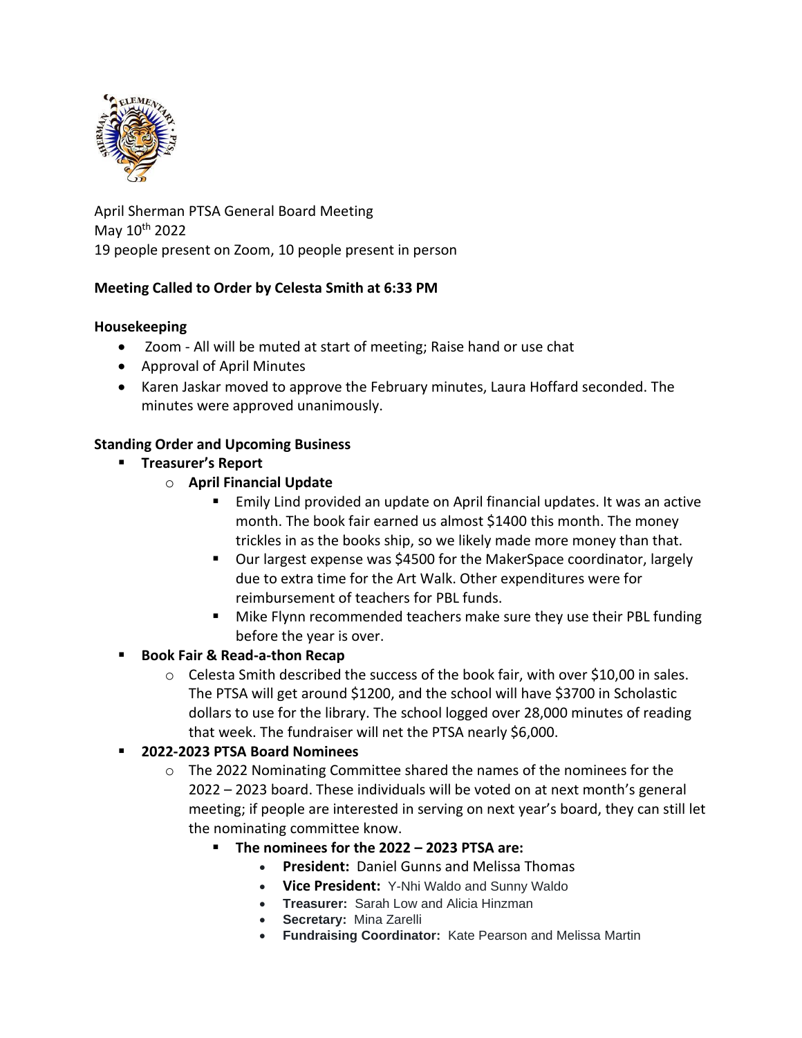April Sherman PTSA General Board Meeting
May 10th 2022
19 people present on Zoom, 10 people present in person

**Meeting Called to Order by Celesta Smith at 6:33 PM**

**Housekeeping**

- Zoom - All will be muted at start of meeting; Raise hand or use chat
- Approval of April Minutes
- Karen Jaskar moved to approve the February minutes, Laura Hoffard seconded. The minutes were approved unanimously.

**Standing Order and Upcoming Business**

- **Treasurer's Report**
  - **April Financial Update**
    - Emily Lind provided an update on April financial updates. It was an active month. The book fair earned us almost $1400 this month. The money trickles in as the books ship, so we likely made more money than that.
    - Our largest expense was $4500 for the MakerSpace coordinator, largely due to extra time for the Art Walk. Other expenditures were for reimbursement of teachers for PBL funds.
    - Mike Flynn recommended teachers make sure they use their PBL funding before the year is over.
- **Book Fair & Read-a-thon Recap**
  - Celesta Smith described the success of the book fair, with over $10,00 in sales. The PTSA will get around $1200, and the school will have $3700 in Scholastic dollars to use for the library. The school logged over 28,000 minutes of reading that week. The fundraiser will net the PTSA nearly $6,000.
- **2022-2023 PTSA Board Nominees**
  - The 2022 Nominating Committee shared the names of the nominees for the 2022 – 2023 board. These individuals will be voted on at next month's general meeting; if people are interested in serving on next year's board, they can still let the nominating committee know.
    - **The nominees for the 2022 – 2023 PTSA are:**
      - **President:** Daniel Gunns and Melissa Thomas
      - **Vice President:** Y-Nhi Waldo and Sunny Waldo
      - **Treasurer:** Sarah Low and Alicia Hinzman
      - **Secretary:** Mina Zarelli
      - **Fundraising Coordinator:** Kate Pearson and Melissa Martin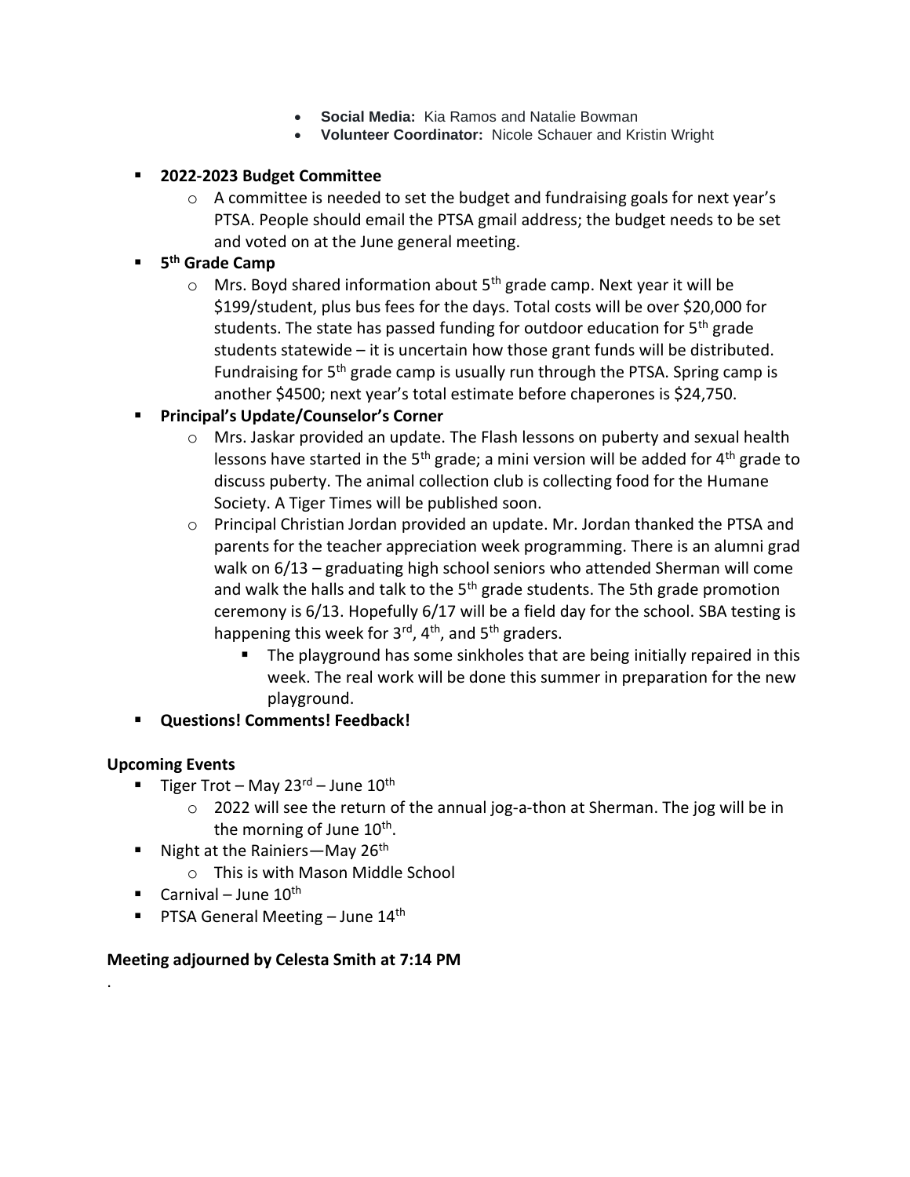- **Social Media:** Kia Ramos and Natalie Bowman
- **Volunteer Coordinator:** Nicole Schauer and Kristin Wright

- **2022-2023 Budget Committee**
  - A committee is needed to set the budget and fundraising goals for next year's PTSA. People should email the PTSA gmail address; the budget needs to be set and voted on at the June general meeting.
- **5th Grade Camp**
  - Mrs. Boyd shared information about 5th grade camp. Next year it will be $199/student, plus bus fees for the days. Total costs will be over $20,000 for students. The state has passed funding for outdoor education for 5th grade students statewide – it is uncertain how those grant funds will be distributed. Fundraising for 5th grade camp is usually run through the PTSA. Spring camp is another $4500; next year's total estimate before chaperones is $24,750.
- **Principal's Update/Counselor's Corner**
  - Mrs. Jaskar provided an update. The Flash lessons on puberty and sexual health lessons have started in the 5th grade; a mini version will be added for 4th grade to discuss puberty. The animal collection club is collecting food for the Humane Society. A Tiger Times will be published soon.
  - Principal Christian Jordan provided an update. Mr. Jordan thanked the PTSA and parents for the teacher appreciation week programming. There is an alumni grad walk on 6/13 – graduating high school seniors who attended Sherman will come and walk the halls and talk to the 5th grade students. The 5th grade promotion ceremony is 6/13. Hopefully 6/17 will be a field day for the school. SBA testing is happening this week for 3rd, 4th, and 5th graders.
    - The playground has some sinkholes that are being initially repaired in this week. The real work will be done this summer in preparation for the new playground.
- **Questions! Comments! Feedback!**

**Upcoming Events**

- Tiger Trot – May 23rd – June 10th
  - 2022 will see the return of the annual jog-a-thon at Sherman. The jog will be in the morning of June 10th.
- Night at the Rainiers—May 26th
  - This is with Mason Middle School
- Carnival – June 10th
- PTSA General Meeting – June 14th

**Meeting adjourned by Celesta Smith at 7:14 PM**

.